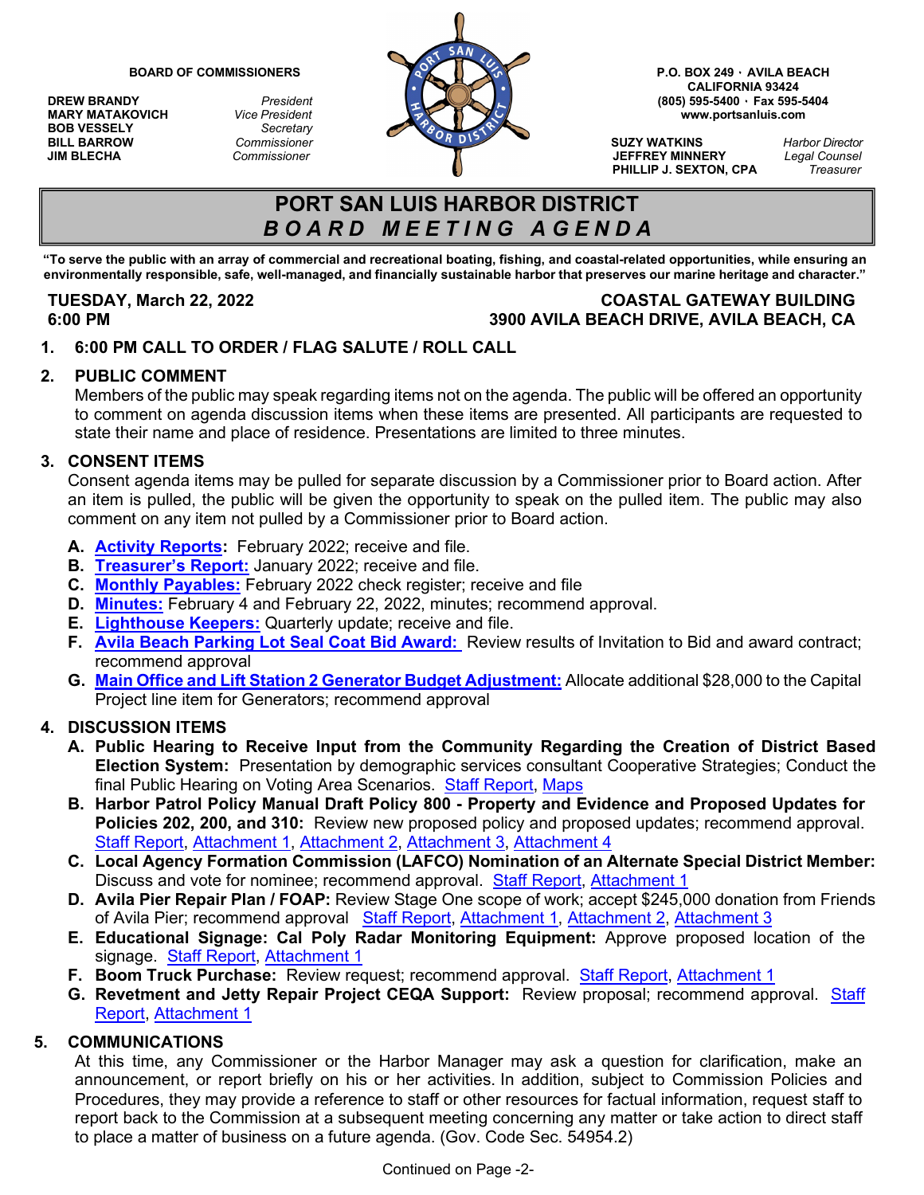**BOARD OF COMMISSIONERS**

| | |
|---|---|
| **DREW BRANDY** | *President* |
| **MARY MATAKOVICH** | *Vice President* |
| **BOB VESSELY** | *Secretary* |
| **BILL BARROW** | *Commissioner* |
| **JIM BLECHA** | *Commissioner* |

**P.O. BOX 249 · AVILA BEACH**
**CALIFORNIA 93424**
**(805) 595-5400 · Fax 595-5404**
**www.portsanluis.com**

| | |
|---|---|
| **SUZY WATKINS** | *Harbor Director* |
| **JEFFREY MINNERY** | *Legal Counsel* |
| **PHILLIP J. SEXTON, CPA** | *Treasurer* |

# PORT SAN LUIS HARBOR DISTRICT
## *BOARD MEETING AGENDA*

**"To serve the public with an array of commercial and recreational boating, fishing, and coastal-related opportunities, while ensuring an environmentally responsible, safe, well-managed, and financially sustainable harbor that preserves our marine heritage and character."**

**TUESDAY, March 22, 2022**
**6:00 PM**

**COASTAL GATEWAY BUILDING**
**3900 AVILA BEACH DRIVE, AVILA BEACH, CA**

### 1. 6:00 PM CALL TO ORDER / FLAG SALUTE / ROLL CALL

### 2. PUBLIC COMMENT

Members of the public may speak regarding items not on the agenda. The public will be offered an opportunity to comment on agenda discussion items when these items are presented. All participants are requested to state their name and place of residence. Presentations are limited to three minutes.

### 3. CONSENT ITEMS

Consent agenda items may be pulled for separate discussion by a Commissioner prior to Board action. After an item is pulled, the public will be given the opportunity to speak on the pulled item. The public may also comment on any item not pulled by a Commissioner prior to Board action.

- **A. Activity Reports:** February 2022; receive and file.
- **B. Treasurer's Report:** January 2022; receive and file.
- **C. Monthly Payables:** February 2022 check register; receive and file
- **D. Minutes:** February 4 and February 22, 2022, minutes; recommend approval.
- **E. Lighthouse Keepers:** Quarterly update; receive and file.
- **F. Avila Beach Parking Lot Seal Coat Bid Award:** Review results of Invitation to Bid and award contract; recommend approval
- **G. Main Office and Lift Station 2 Generator Budget Adjustment:** Allocate additional $28,000 to the Capital Project line item for Generators; recommend approval

### 4. DISCUSSION ITEMS

- **A. Public Hearing to Receive Input from the Community Regarding the Creation of District Based Election System:** Presentation by demographic services consultant Cooperative Strategies; Conduct the final Public Hearing on Voting Area Scenarios. Staff Report, Maps
- **B. Harbor Patrol Policy Manual Draft Policy 800 - Property and Evidence and Proposed Updates for Policies 202, 200, and 310:** Review new proposed policy and proposed updates; recommend approval. Staff Report, Attachment 1, Attachment 2, Attachment 3, Attachment 4
- **C. Local Agency Formation Commission (LAFCO) Nomination of an Alternate Special District Member:** Discuss and vote for nominee; recommend approval. Staff Report, Attachment 1
- **D. Avila Pier Repair Plan / FOAP:** Review Stage One scope of work; accept $245,000 donation from Friends of Avila Pier; recommend approval Staff Report, Attachment 1, Attachment 2, Attachment 3
- **E. Educational Signage: Cal Poly Radar Monitoring Equipment:** Approve proposed location of the signage. Staff Report, Attachment 1
- **F. Boom Truck Purchase:** Review request; recommend approval. Staff Report, Attachment 1
- **G. Revetment and Jetty Repair Project CEQA Support:** Review proposal; recommend approval. Staff Report, Attachment 1

### 5. COMMUNICATIONS

At this time, any Commissioner or the Harbor Manager may ask a question for clarification, make an announcement, or report briefly on his or her activities. In addition, subject to Commission Policies and Procedures, they may provide a reference to staff or other resources for factual information, request staff to report back to the Commission at a subsequent meeting concerning any matter or take action to direct staff to place a matter of business on a future agenda. (Gov. Code Sec. 54954.2)

Continued on Page -2-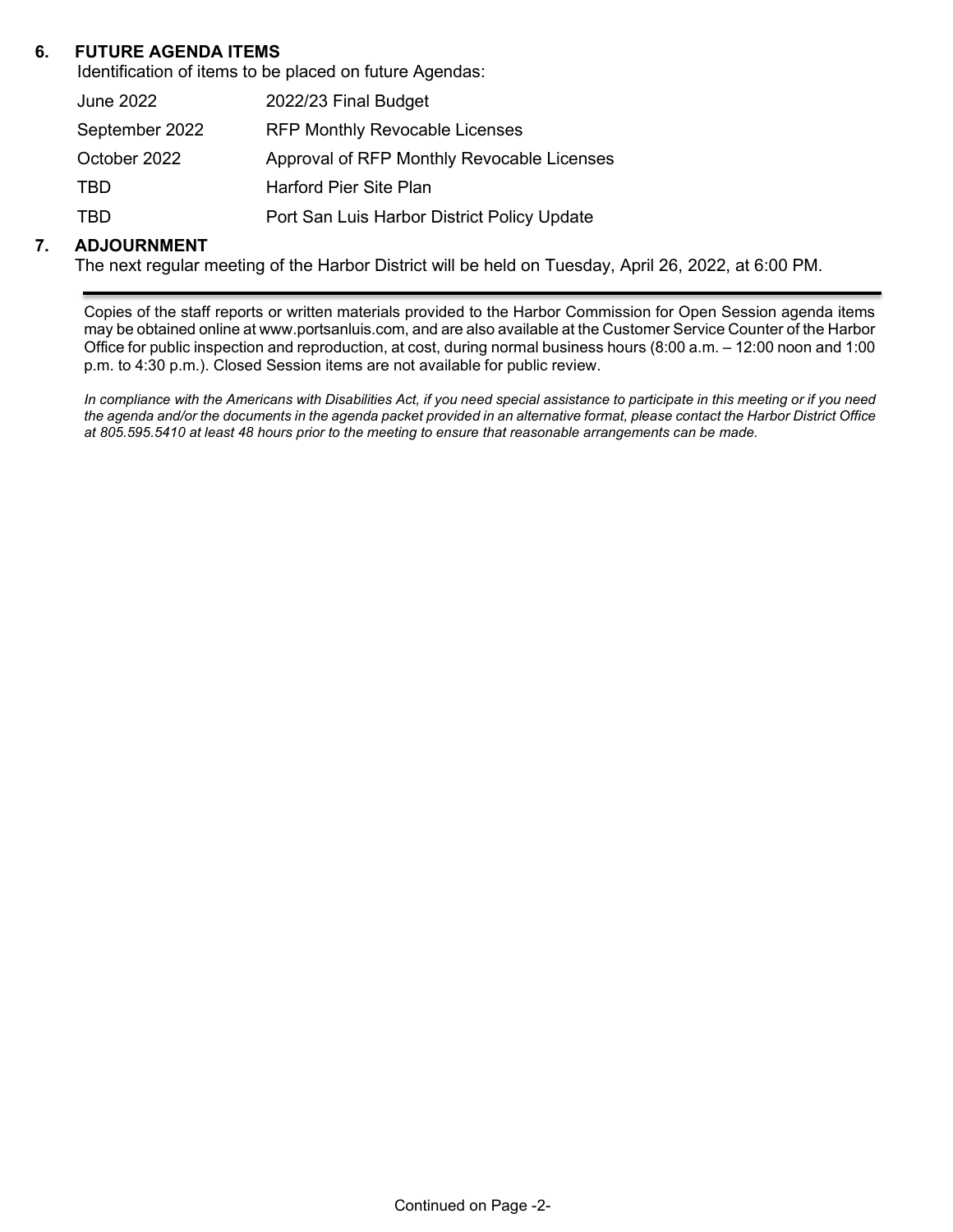## 6. FUTURE AGENDA ITEMS

Identification of items to be placed on future Agendas:

| | |
|---|---|
| June 2022 | 2022/23 Final Budget |
| September 2022 | RFP Monthly Revocable Licenses |
| October 2022 | Approval of RFP Monthly Revocable Licenses |
| TBD | Harford Pier Site Plan |
| TBD | Port San Luis Harbor District Policy Update |

## 7. ADJOURNMENT

The next regular meeting of the Harbor District will be held on Tuesday, April 26, 2022, at 6:00 PM.

---

Copies of the staff reports or written materials provided to the Harbor Commission for Open Session agenda items may be obtained online at www.portsanluis.com, and are also available at the Customer Service Counter of the Harbor Office for public inspection and reproduction, at cost, during normal business hours (8:00 a.m. – 12:00 noon and 1:00 p.m. to 4:30 p.m.). Closed Session items are not available for public review.

*In compliance with the Americans with Disabilities Act, if you need special assistance to participate in this meeting or if you need the agenda and/or the documents in the agenda packet provided in an alternative format, please contact the Harbor District Office at 805.595.5410 at least 48 hours prior to the meeting to ensure that reasonable arrangements can be made.*

Continued on Page -2-